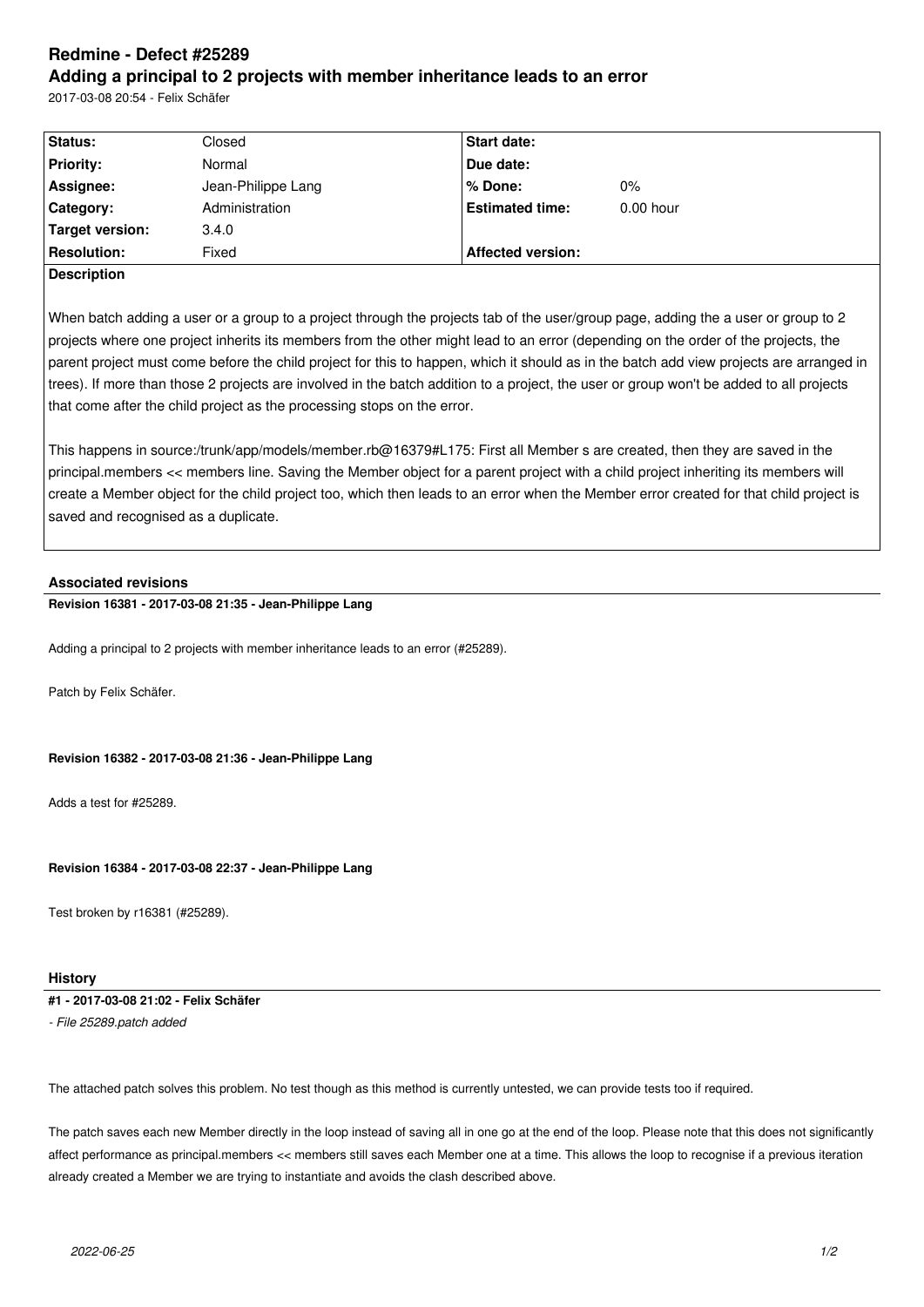# Redmine - Defect #25289

## Adding a principal to 2 projects with member inheritance leads to an error

2017-03-08 20:54 - Felix Schäfer

| Status: | Closed | Start date: | |
|---|---|---|---|
| Priority: | Normal | Due date: | |
| Assignee: | Jean-Philippe Lang | % Done: | 0% |
| Category: | Administration | Estimated time: | 0.00 hour |
| Target version: | 3.4.0 | | |
| Resolution: | Fixed | Affected version: | |

**Description**

When batch adding a user or a group to a project through the projects tab of the user/group page, adding the a user or group to 2 projects where one project inherits its members from the other might lead to an error (depending on the order of the projects, the parent project must come before the child project for this to happen, which it should as in the batch add view projects are arranged in trees). If more than those 2 projects are involved in the batch addition to a project, the user or group won't be added to all projects that come after the child project as the processing stops on the error.

This happens in source:/trunk/app/models/member.rb@16379#L175: First all Member s are created, then they are saved in the principal.members << members line. Saving the Member object for a parent project with a child project inheriting its members will create a Member object for the child project too, which then leads to an error when the Member error created for that child project is saved and recognised as a duplicate.

### Associated revisions

**Revision 16381 - 2017-03-08 21:35 - Jean-Philippe Lang**

Adding a principal to 2 projects with member inheritance leads to an error (#25289).

Patch by Felix Schäfer.

**Revision 16382 - 2017-03-08 21:36 - Jean-Philippe Lang**

Adds a test for #25289.

**Revision 16384 - 2017-03-08 22:37 - Jean-Philippe Lang**

Test broken by r16381 (#25289).

### History

**#1 - 2017-03-08 21:02 - Felix Schäfer**

*- File 25289.patch added*

The attached patch solves this problem. No test though as this method is currently untested, we can provide tests too if required.

The patch saves each new Member directly in the loop instead of saving all in one go at the end of the loop. Please note that this does not significantly affect performance as principal.members << members still saves each Member one at a time. This allows the loop to recognise if a previous iteration already created a Member we are trying to instantiate and avoids the clash described above.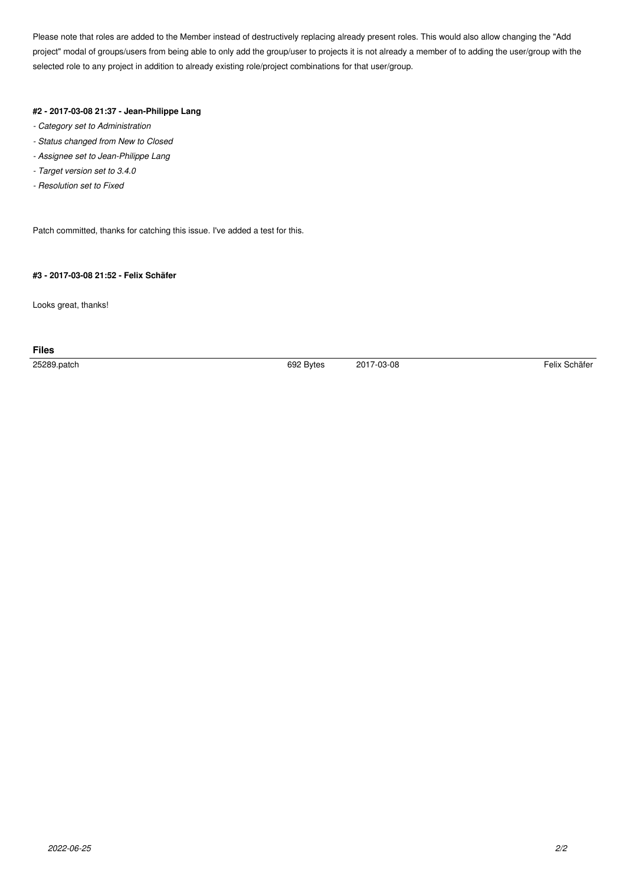Please note that roles are added to the Member instead of destructively replacing already present roles. This would also allow changing the "Add project" modal of groups/users from being able to only add the group/user to projects it is not already a member of to adding the user/group with the selected role to any project in addition to already existing role/project combinations for that user/group.

#### #2 - 2017-03-08 21:37 - Jean-Philippe Lang

- *Category set to Administration*
- *Status changed from New to Closed*
- *Assignee set to Jean-Philippe Lang*
- *Target version set to 3.4.0*
- *Resolution set to Fixed*

Patch committed, thanks for catching this issue. I've added a test for this.

#### #3 - 2017-03-08 21:52 - Felix Schäfer

Looks great, thanks!

### Files

| | | | |
|---|---|---|---|
| 25289.patch | 692 Bytes | 2017-03-08 | Felix Schäfer |